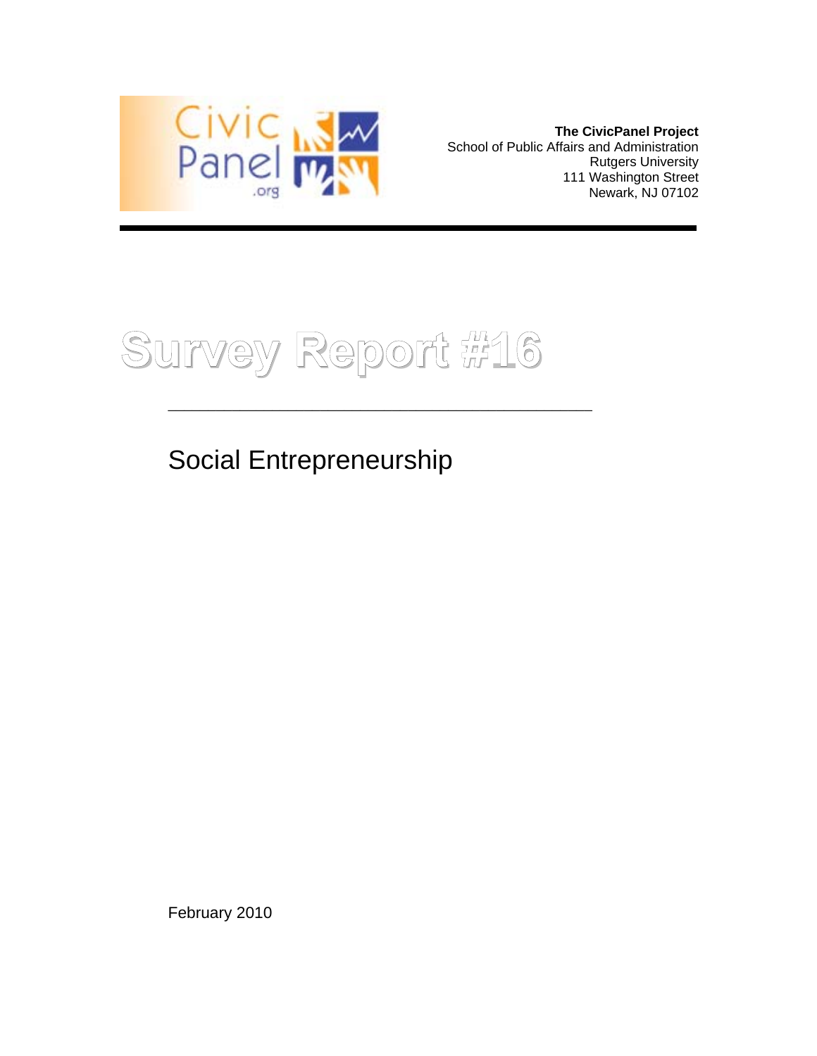**The CivicPanel Project**
School of Public Affairs and Administration
Rutgers University
111 Washington Street
Newark, NJ 07102

# Survey Report #16

## Social Entrepreneurship

February 2010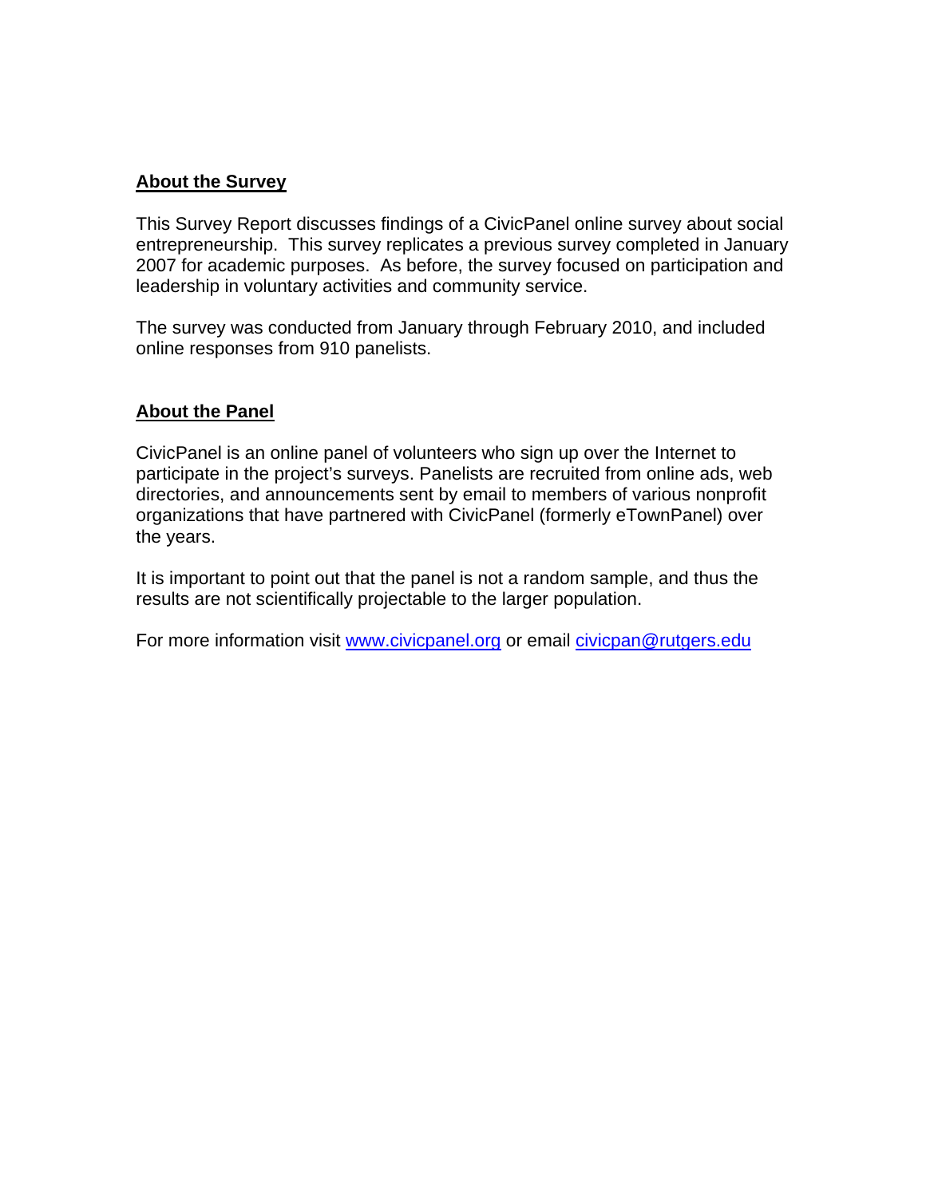## About the Survey

This Survey Report discusses findings of a CivicPanel online survey about social entrepreneurship. This survey replicates a previous survey completed in January 2007 for academic purposes. As before, the survey focused on participation and leadership in voluntary activities and community service.

The survey was conducted from January through February 2010, and included online responses from 910 panelists.

## About the Panel

CivicPanel is an online panel of volunteers who sign up over the Internet to participate in the project's surveys. Panelists are recruited from online ads, web directories, and announcements sent by email to members of various nonprofit organizations that have partnered with CivicPanel (formerly eTownPanel) over the years.

It is important to point out that the panel is not a random sample, and thus the results are not scientifically projectable to the larger population.

For more information visit [www.civicpanel.org](http://www.civicpanel.org) or email [civicpan@rutgers.edu](mailto:civicpan@rutgers.edu)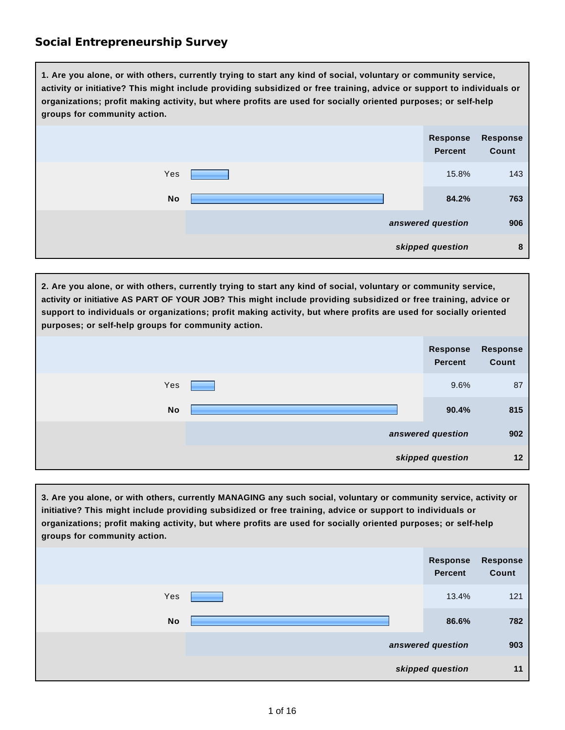## Social Entrepreneurship Survey

**1. Are you alone, or with others, currently trying to start any kind of social, voluntary or community service, activity or initiative? This might include providing subsidized or free training, advice or support to individuals or organizations; profit making activity, but where profits are used for socially oriented purposes; or self-help groups for community action.**

| | Response Percent | Response Count |
|---|---|---|
| Yes | 15.8% | 143 |
| **No** | **84.2%** | **763** |
| *answered question* | | 906 |
| *skipped question* | | 8 |

**2. Are you alone, or with others, currently trying to start any kind of social, voluntary or community service, activity or initiative AS PART OF YOUR JOB? This might include providing subsidized or free training, advice or support to individuals or organizations; profit making activity, but where profits are used for socially oriented purposes; or self-help groups for community action.**

| | Response Percent | Response Count |
|---|---|---|
| Yes | 9.6% | 87 |
| **No** | **90.4%** | **815** |
| *answered question* | | 902 |
| *skipped question* | | 12 |

**3. Are you alone, or with others, currently MANAGING any such social, voluntary or community service, activity or initiative? This might include providing subsidized or free training, advice or support to individuals or organizations; profit making activity, but where profits are used for socially oriented purposes; or self-help groups for community action.**

| | Response Percent | Response Count |
|---|---|---|
| Yes | 13.4% | 121 |
| **No** | **86.6%** | **782** |
| *answered question* | | 903 |
| *skipped question* | | 11 |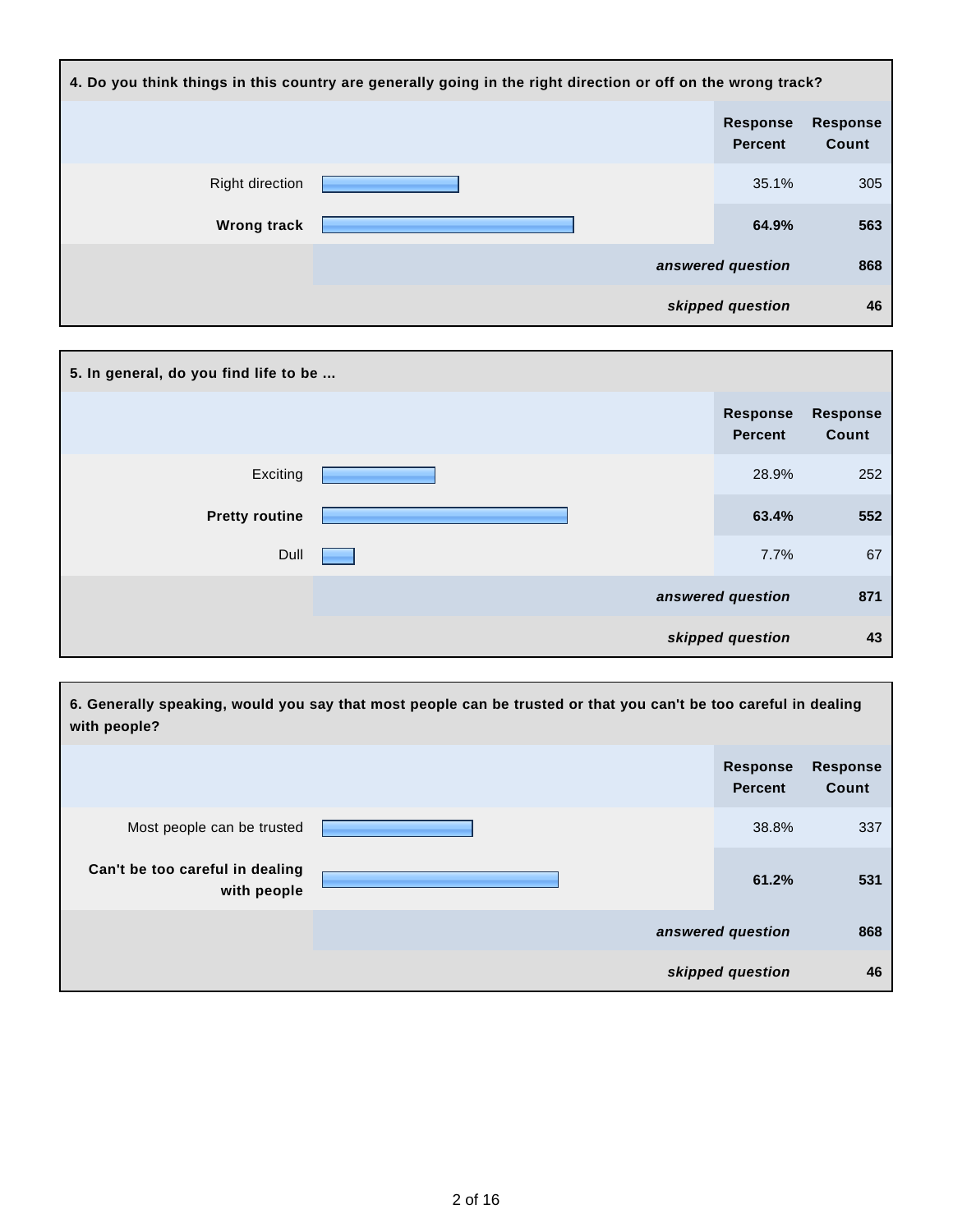**4. Do you think things in this country are generally going in the right direction or off on the wrong track?**

| | Response Percent | Response Count |
|---|---|---|
| Right direction | 35.1% | 305 |
| **Wrong track** | **64.9%** | **563** |
| | ***answered question*** | **868** |
| | ***skipped question*** | **46** |

**5. In general, do you find life to be ...**

| | Response Percent | Response Count |
|---|---|---|
| Exciting | 28.9% | 252 |
| **Pretty routine** | **63.4%** | **552** |
| Dull | 7.7% | 67 |
| | ***answered question*** | **871** |
| | ***skipped question*** | **43** |

**6. Generally speaking, would you say that most people can be trusted or that you can't be too careful in dealing with people?**

| | Response Percent | Response Count |
|---|---|---|
| Most people can be trusted | 38.8% | 337 |
| **Can't be too careful in dealing with people** | **61.2%** | **531** |
| | ***answered question*** | **868** |
| | ***skipped question*** | **46** |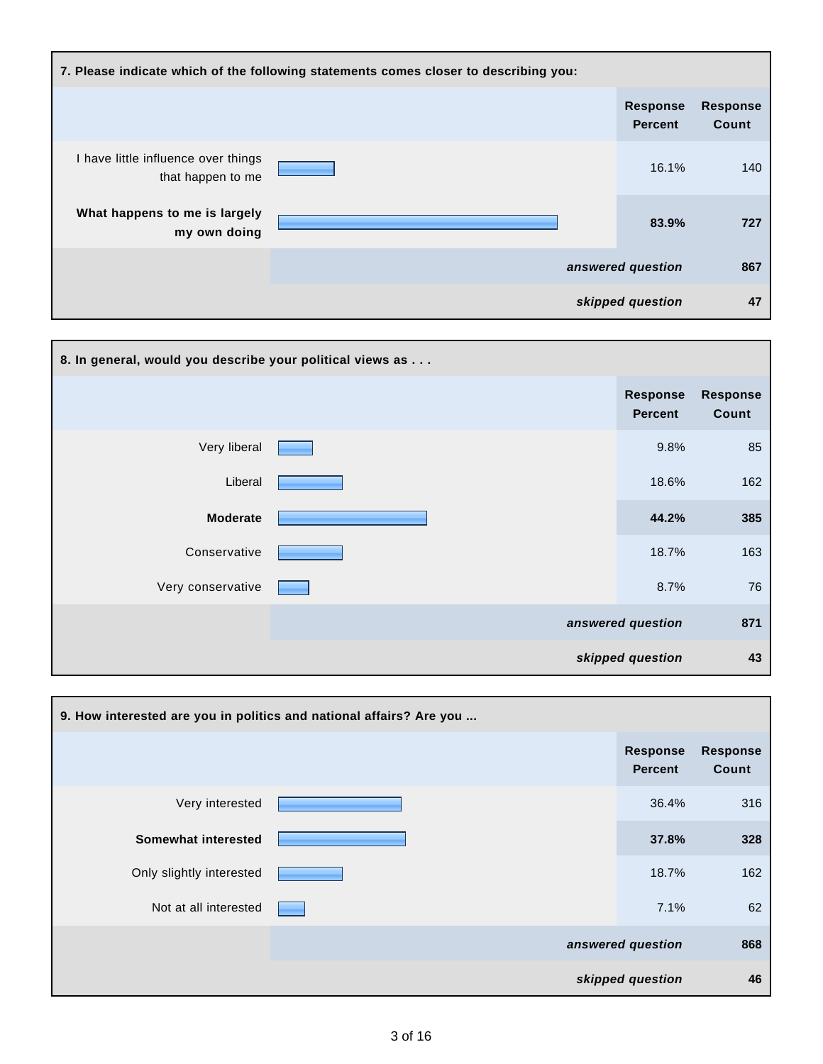**7. Please indicate which of the following statements comes closer to describing you:**

| | Response Percent | Response Count |
|---|---|---|
| I have little influence over things that happen to me | 16.1% | 140 |
| **What happens to me is largely my own doing** | **83.9%** | **727** |
| | ***answered question*** | **867** |
| | ***skipped question*** | **47** |

**8. In general, would you describe your political views as . . .**

| | Response Percent | Response Count |
|---|---|---|
| Very liberal | 9.8% | 85 |
| Liberal | 18.6% | 162 |
| **Moderate** | **44.2%** | **385** |
| Conservative | 18.7% | 163 |
| Very conservative | 8.7% | 76 |
| | ***answered question*** | **871** |
| | ***skipped question*** | **43** |

**9. How interested are you in politics and national affairs? Are you ...**

| | Response Percent | Response Count |
|---|---|---|
| Very interested | 36.4% | 316 |
| **Somewhat interested** | **37.8%** | **328** |
| Only slightly interested | 18.7% | 162 |
| Not at all interested | 7.1% | 62 |
| | ***answered question*** | **868** |
| | ***skipped question*** | **46** |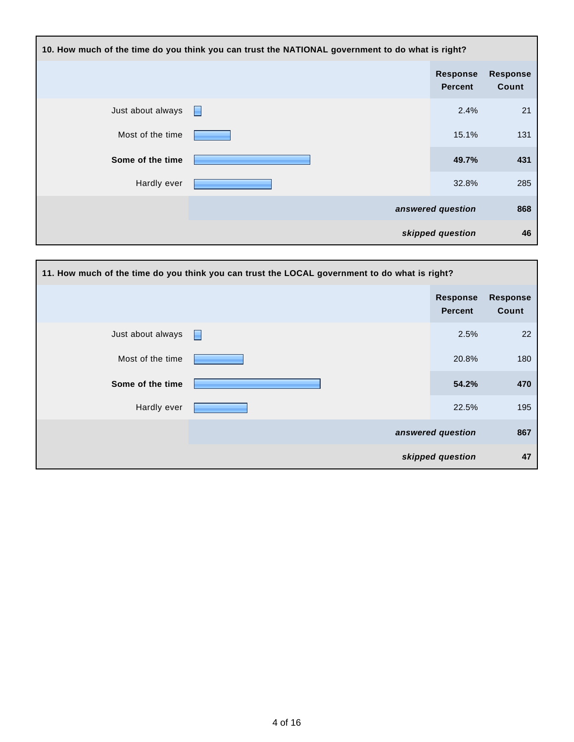**10. How much of the time do you think you can trust the NATIONAL government to do what is right?**

| | Response Percent | Response Count |
|---|---|---|
| Just about always | 2.4% | 21 |
| Most of the time | 15.1% | 131 |
| **Some of the time** | **49.7%** | **431** |
| Hardly ever | 32.8% | 285 |
| | *answered question* | **868** |
| | *skipped question* | **46** |

**11. How much of the time do you think you can trust the LOCAL government to do what is right?**

| | Response Percent | Response Count |
|---|---|---|
| Just about always | 2.5% | 22 |
| Most of the time | 20.8% | 180 |
| **Some of the time** | **54.2%** | **470** |
| Hardly ever | 22.5% | 195 |
| | *answered question* | **867** |
| | *skipped question* | **47** |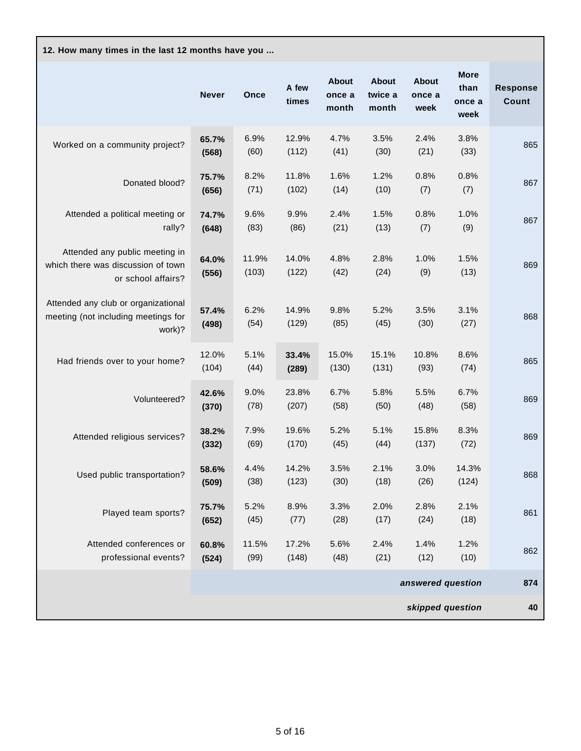**12. How many times in the last 12 months have you ...**

| | Never | Once | A few times | About once a month | About twice a month | About once a week | More than once a week | Response Count |
|---|---|---|---|---|---|---|---|---|
| Worked on a community project? | **65.7% (568)** | 6.9% (60) | 12.9% (112) | 4.7% (41) | 3.5% (30) | 2.4% (21) | 3.8% (33) | 865 |
| Donated blood? | **75.7% (656)** | 8.2% (71) | 11.8% (102) | 1.6% (14) | 1.2% (10) | 0.8% (7) | 0.8% (7) | 867 |
| Attended a political meeting or rally? | **74.7% (648)** | 9.6% (83) | 9.9% (86) | 2.4% (21) | 1.5% (13) | 0.8% (7) | 1.0% (9) | 867 |
| Attended any public meeting in which there was discussion of town or school affairs? | **64.0% (556)** | 11.9% (103) | 14.0% (122) | 4.8% (42) | 2.8% (24) | 1.0% (9) | 1.5% (13) | 869 |
| Attended any club or organizational meeting (not including meetings for work)? | **57.4% (498)** | 6.2% (54) | 14.9% (129) | 9.8% (85) | 5.2% (45) | 3.5% (30) | 3.1% (27) | 868 |
| Had friends over to your home? | 12.0% (104) | 5.1% (44) | **33.4% (289)** | 15.0% (130) | 15.1% (131) | 10.8% (93) | 8.6% (74) | 865 |
| Volunteered? | **42.6% (370)** | 9.0% (78) | 23.8% (207) | 6.7% (58) | 5.8% (50) | 5.5% (48) | 6.7% (58) | 869 |
| Attended religious services? | **38.2% (332)** | 7.9% (69) | 19.6% (170) | 5.2% (45) | 5.1% (44) | 15.8% (137) | 8.3% (72) | 869 |
| Used public transportation? | **58.6% (509)** | 4.4% (38) | 14.2% (123) | 3.5% (30) | 2.1% (18) | 3.0% (26) | 14.3% (124) | 868 |
| Played team sports? | **75.7% (652)** | 5.2% (45) | 8.9% (77) | 3.3% (28) | 2.0% (17) | 2.8% (24) | 2.1% (18) | 861 |
| Attended conferences or professional events? | **60.8% (524)** | 11.5% (99) | 17.2% (148) | 5.6% (48) | 2.4% (21) | 1.4% (12) | 1.2% (10) | 862 |
| | | | | | | | ***answered question*** | **874** |
| | | | | | | | ***skipped question*** | **40** |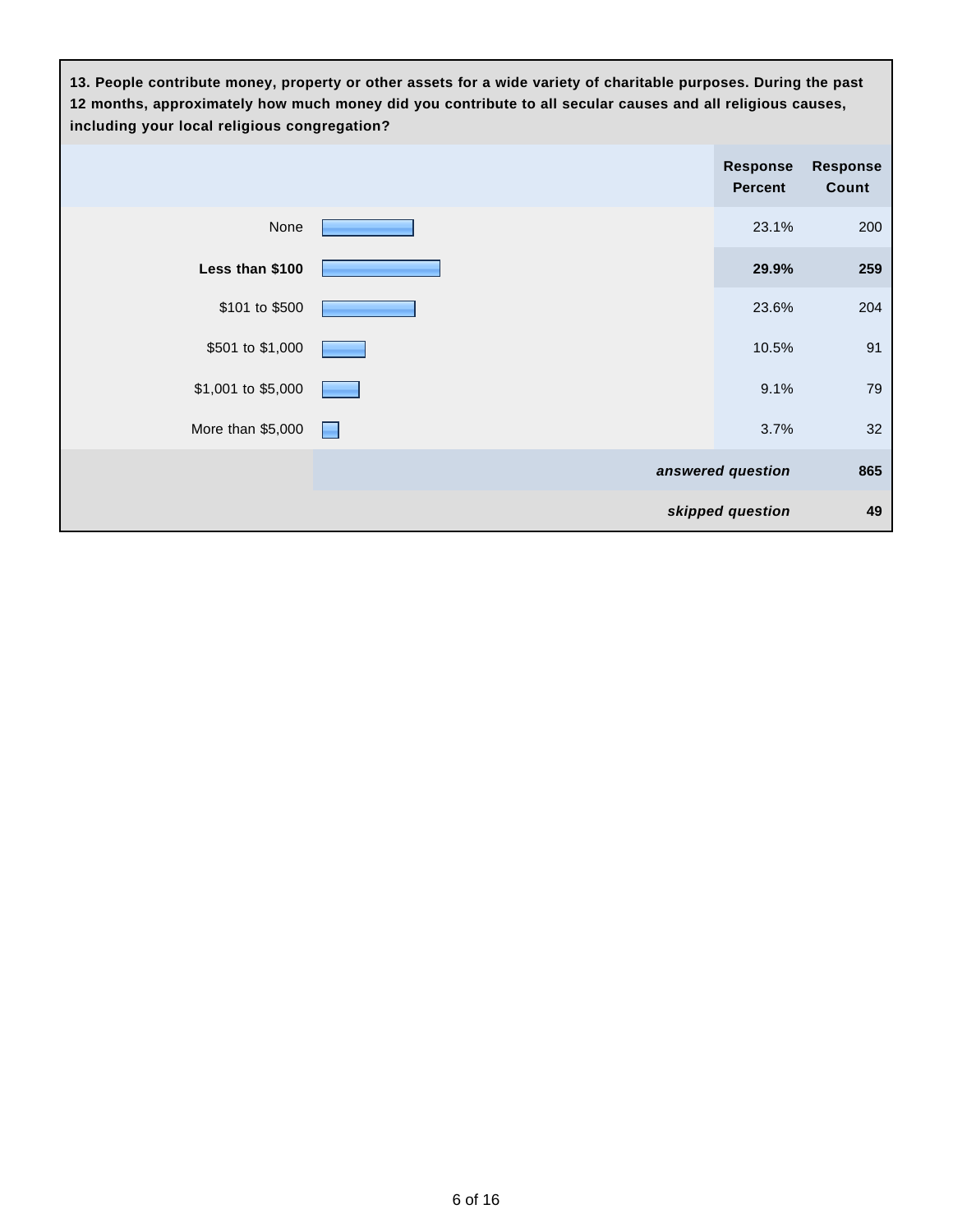**13. People contribute money, property or other assets for a wide variety of charitable purposes. During the past 12 months, approximately how much money did you contribute to all secular causes and all religious causes, including your local religious congregation?**

| | Response Percent | Response Count |
|---|---|---|
| None | 23.1% | 200 |
| **Less than $100** | **29.9%** | **259** |
| $101 to $500 | 23.6% | 204 |
| $501 to $1,000 | 10.5% | 91 |
| $1,001 to $5,000 | 9.1% | 79 |
| More than $5,000 | 3.7% | 32 |
| | ***answered question*** | **865** |
| | ***skipped question*** | **49** |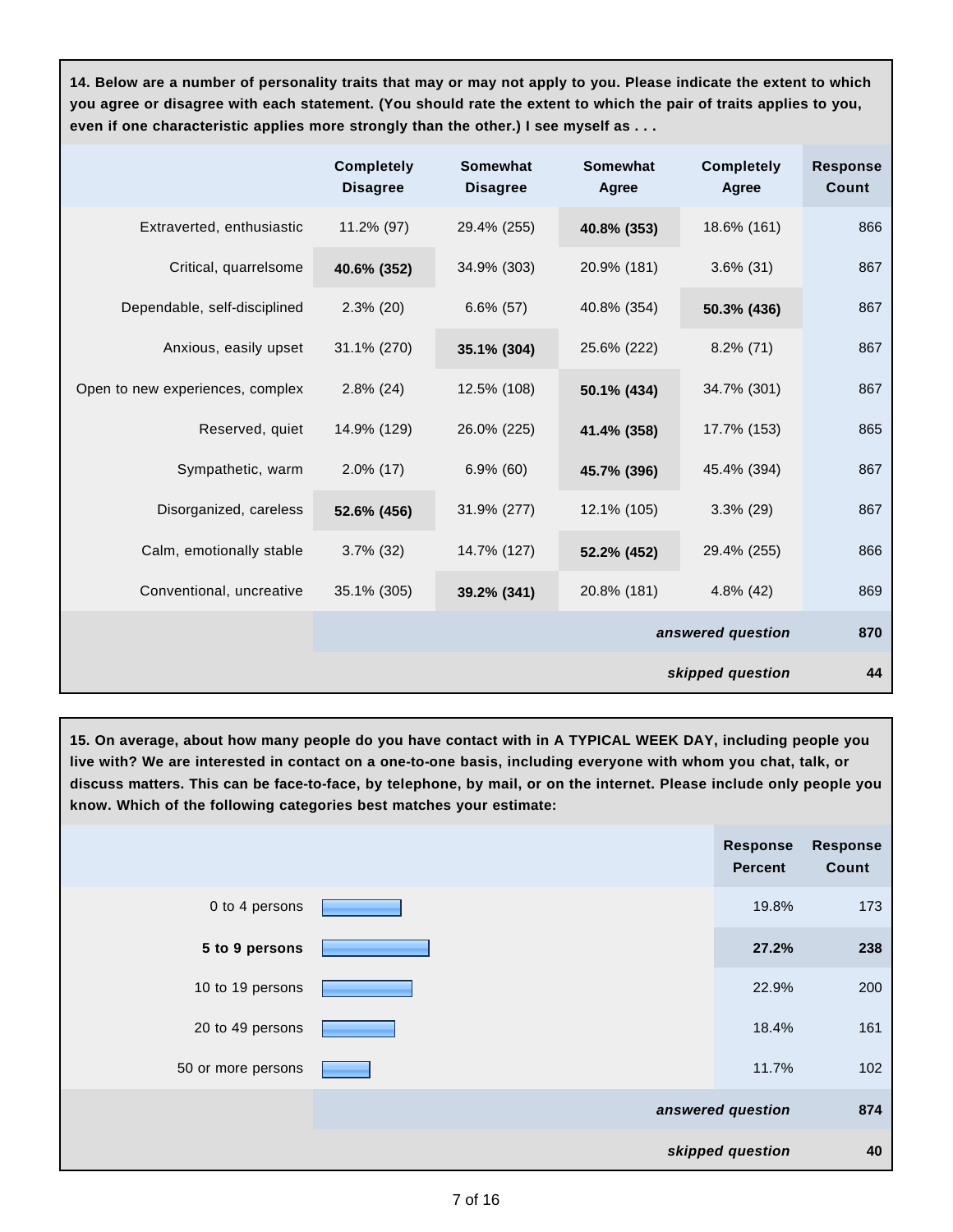**14. Below are a number of personality traits that may or may not apply to you. Please indicate the extent to which you agree or disagree with each statement. (You should rate the extent to which the pair of traits applies to you, even if one characteristic applies more strongly than the other.) I see myself as . . .**

| | Completely Disagree | Somewhat Disagree | Somewhat Agree | Completely Agree | Response Count |
|---|---|---|---|---|---|
| Extraverted, enthusiastic | 11.2% (97) | 29.4% (255) | **40.8% (353)** | 18.6% (161) | 866 |
| Critical, quarrelsome | **40.6% (352)** | 34.9% (303) | 20.9% (181) | 3.6% (31) | 867 |
| Dependable, self-disciplined | 2.3% (20) | 6.6% (57) | 40.8% (354) | **50.3% (436)** | 867 |
| Anxious, easily upset | 31.1% (270) | **35.1% (304)** | 25.6% (222) | 8.2% (71) | 867 |
| Open to new experiences, complex | 2.8% (24) | 12.5% (108) | **50.1% (434)** | 34.7% (301) | 867 |
| Reserved, quiet | 14.9% (129) | 26.0% (225) | **41.4% (358)** | 17.7% (153) | 865 |
| Sympathetic, warm | 2.0% (17) | 6.9% (60) | **45.7% (396)** | 45.4% (394) | 867 |
| Disorganized, careless | **52.6% (456)** | 31.9% (277) | 12.1% (105) | 3.3% (29) | 867 |
| Calm, emotionally stable | 3.7% (32) | 14.7% (127) | **52.2% (452)** | 29.4% (255) | 866 |
| Conventional, uncreative | 35.1% (305) | **39.2% (341)** | 20.8% (181) | 4.8% (42) | 869 |
| | | | | *answered question* | **870** |
| | | | | *skipped question* | **44** |

**15. On average, about how many people do you have contact with in A TYPICAL WEEK DAY, including people you live with? We are interested in contact on a one-to-one basis, including everyone with whom you chat, talk, or discuss matters. This can be face-to-face, by telephone, by mail, or on the internet. Please include only people you know. Which of the following categories best matches your estimate:**

| | Response Percent | Response Count |
|---|---|---|
| 0 to 4 persons | 19.8% | 173 |
| **5 to 9 persons** | **27.2%** | **238** |
| 10 to 19 persons | 22.9% | 200 |
| 20 to 49 persons | 18.4% | 161 |
| 50 or more persons | 11.7% | 102 |
| | *answered question* | **874** |
| | *skipped question* | **40** |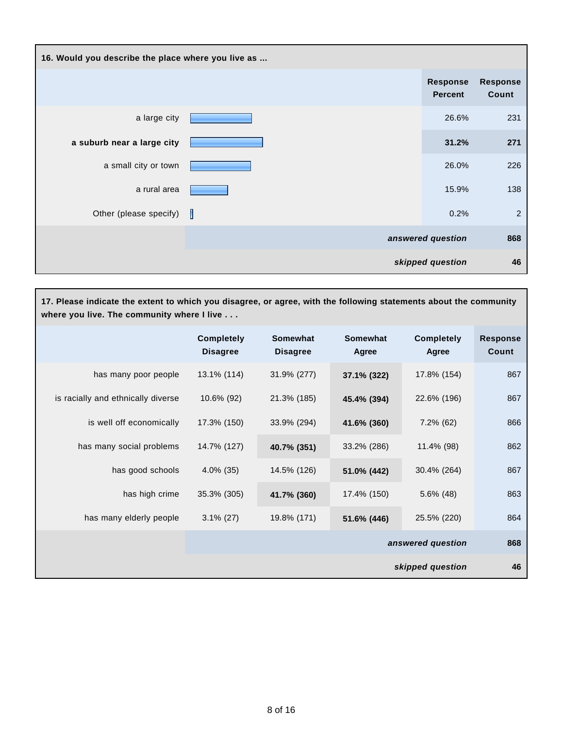| 16. Would you describe the place where you live as ... | Response Percent | Response Count |
|---|---|---|
| a large city | 26.6% | 231 |
| **a suburb near a large city** | **31.2%** | **271** |
| a small city or town | 26.0% | 226 |
| a rural area | 15.9% | 138 |
| Other (please specify) | 0.2% | 2 |
| | *answered question* | 868 |
| | *skipped question* | 46 |

| 17. Please indicate the extent to which you disagree, or agree, with the following statements about the community where you live. The community where I live . . . | Completely Disagree | Somewhat Disagree | Somewhat Agree | Completely Agree | Response Count |
|---|---|---|---|---|---|
| has many poor people | 13.1% (114) | 31.9% (277) | **37.1% (322)** | 17.8% (154) | 867 |
| is racially and ethnically diverse | 10.6% (92) | 21.3% (185) | **45.4% (394)** | 22.6% (196) | 867 |
| is well off economically | 17.3% (150) | 33.9% (294) | **41.6% (360)** | 7.2% (62) | 866 |
| has many social problems | 14.7% (127) | **40.7% (351)** | 33.2% (286) | 11.4% (98) | 862 |
| has good schools | 4.0% (35) | 14.5% (126) | **51.0% (442)** | 30.4% (264) | 867 |
| has high crime | 35.3% (305) | **41.7% (360)** | 17.4% (150) | 5.6% (48) | 863 |
| has many elderly people | 3.1% (27) | 19.8% (171) | **51.6% (446)** | 25.5% (220) | 864 |
| | | | | *answered question* | 868 |
| | | | | *skipped question* | 46 |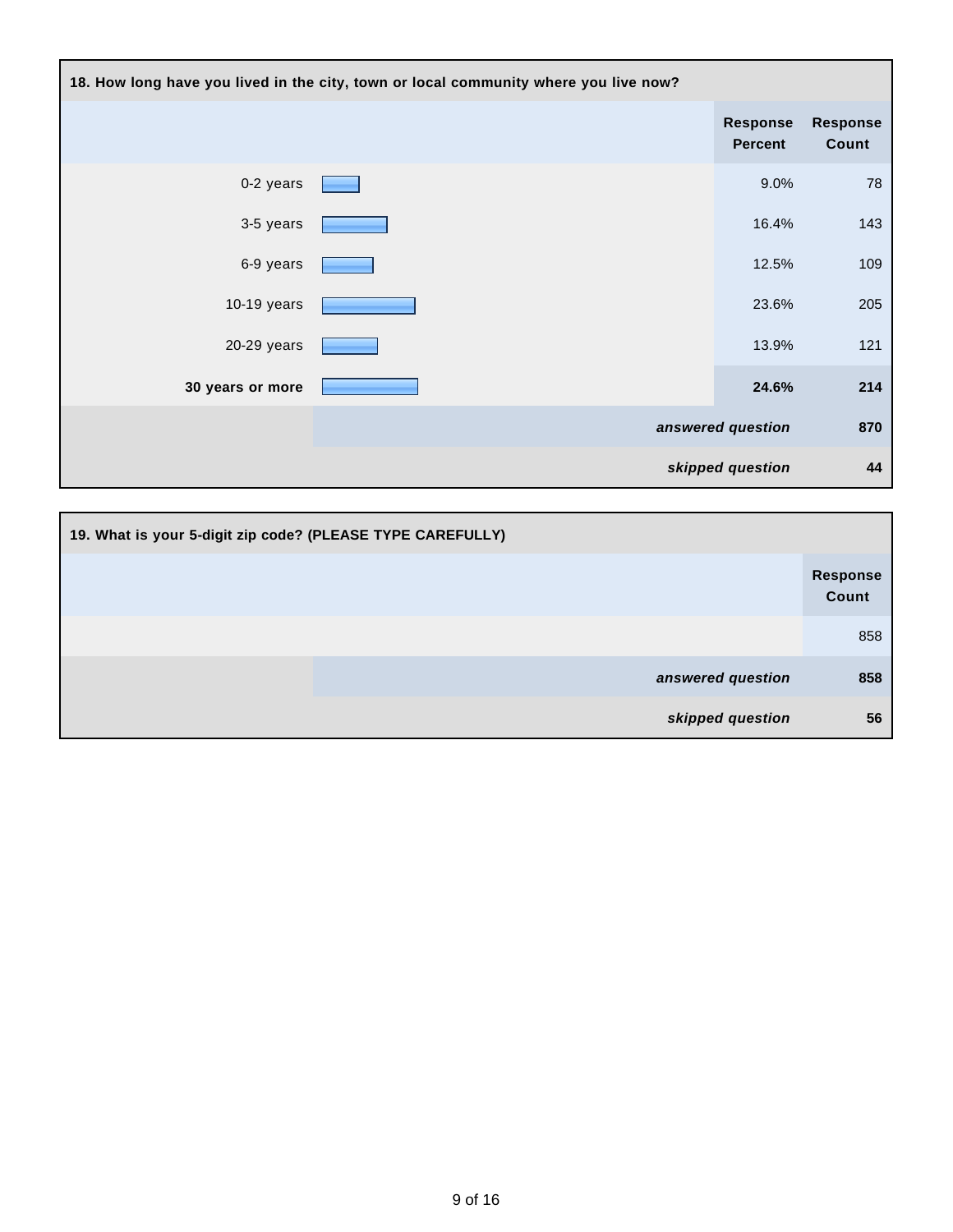**18. How long have you lived in the city, town or local community where you live now?**

| | Response Percent | Response Count |
|---|---|---|
| 0-2 years | 9.0% | 78 |
| 3-5 years | 16.4% | 143 |
| 6-9 years | 12.5% | 109 |
| 10-19 years | 23.6% | 205 |
| 20-29 years | 13.9% | 121 |
| **30 years or more** | **24.6%** | **214** |
| | ***answered question*** | **870** |
| | ***skipped question*** | **44** |

**19. What is your 5-digit zip code? (PLEASE TYPE CAREFULLY)**

| | Response Count |
|---|---|
| | 858 |
| ***answered question*** | **858** |
| ***skipped question*** | **56** |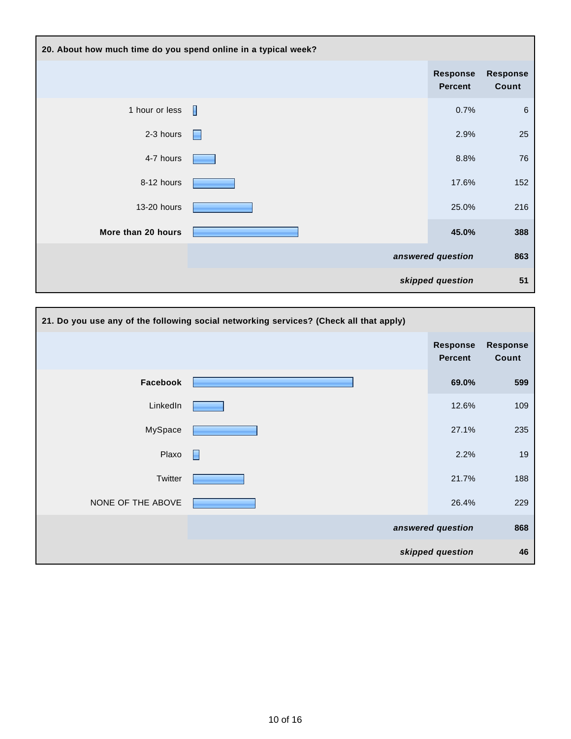| 20. About how much time do you spend online in a typical week? | Response Percent | Response Count |
|---|---|---|
| 1 hour or less | 0.7% | 6 |
| 2-3 hours | 2.9% | 25 |
| 4-7 hours | 8.8% | 76 |
| 8-12 hours | 17.6% | 152 |
| 13-20 hours | 25.0% | 216 |
| **More than 20 hours** | **45.0%** | **388** |
| | ***answered question*** | **863** |
| | ***skipped question*** | **51** |

| 21. Do you use any of the following social networking services? (Check all that apply) | Response Percent | Response Count |
|---|---|---|
| **Facebook** | **69.0%** | **599** |
| LinkedIn | 12.6% | 109 |
| MySpace | 27.1% | 235 |
| Plaxo | 2.2% | 19 |
| Twitter | 21.7% | 188 |
| NONE OF THE ABOVE | 26.4% | 229 |
| | ***answered question*** | **868** |
| | ***skipped question*** | **46** |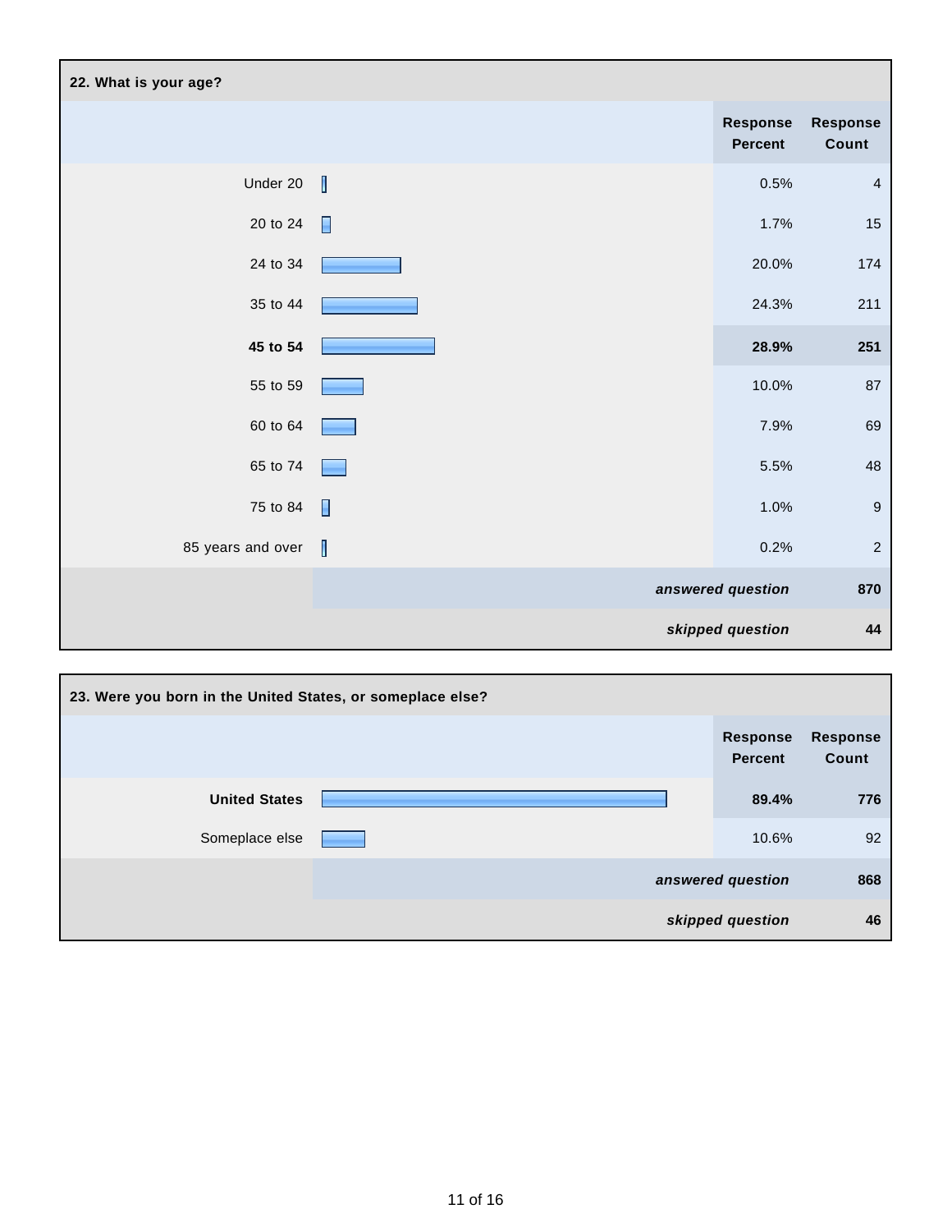## 22. What is your age?

| | Response Percent | Response Count |
|---|---|---|
| Under 20 | 0.5% | 4 |
| 20 to 24 | 1.7% | 15 |
| 24 to 34 | 20.0% | 174 |
| 35 to 44 | 24.3% | 211 |
| **45 to 54** | **28.9%** | **251** |
| 55 to 59 | 10.0% | 87 |
| 60 to 64 | 7.9% | 69 |
| 65 to 74 | 5.5% | 48 |
| 75 to 84 | 1.0% | 9 |
| 85 years and over | 0.2% | 2 |
| | *answered question* | 870 |
| | *skipped question* | 44 |

## 23. Were you born in the United States, or someplace else?

| | Response Percent | Response Count |
|---|---|---|
| **United States** | **89.4%** | **776** |
| Someplace else | 10.6% | 92 |
| | *answered question* | 868 |
| | *skipped question* | 46 |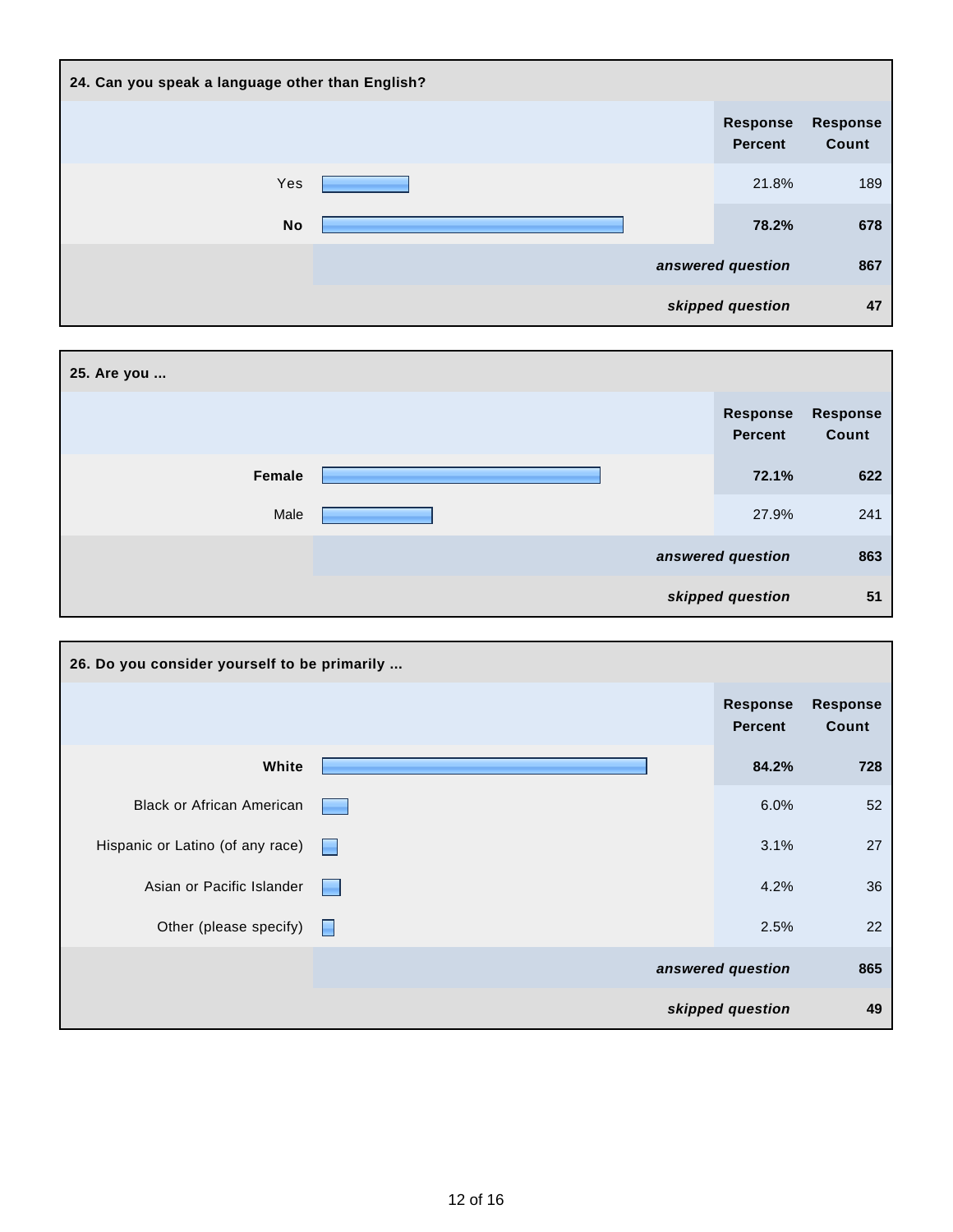## 24. Can you speak a language other than English?

| | Response Percent | Response Count |
|---|---|---|
| Yes | 21.8% | 189 |
| **No** | **78.2%** | **678** |
| *answered question* | | 867 |
| *skipped question* | | 47 |

## 25. Are you ...

| | Response Percent | Response Count |
|---|---|---|
| **Female** | **72.1%** | **622** |
| Male | 27.9% | 241 |
| *answered question* | | 863 |
| *skipped question* | | 51 |

## 26. Do you consider yourself to be primarily ...

| | Response Percent | Response Count |
|---|---|---|
| **White** | **84.2%** | **728** |
| Black or African American | 6.0% | 52 |
| Hispanic or Latino (of any race) | 3.1% | 27 |
| Asian or Pacific Islander | 4.2% | 36 |
| Other (please specify) | 2.5% | 22 |
| *answered question* | | 865 |
| *skipped question* | | 49 |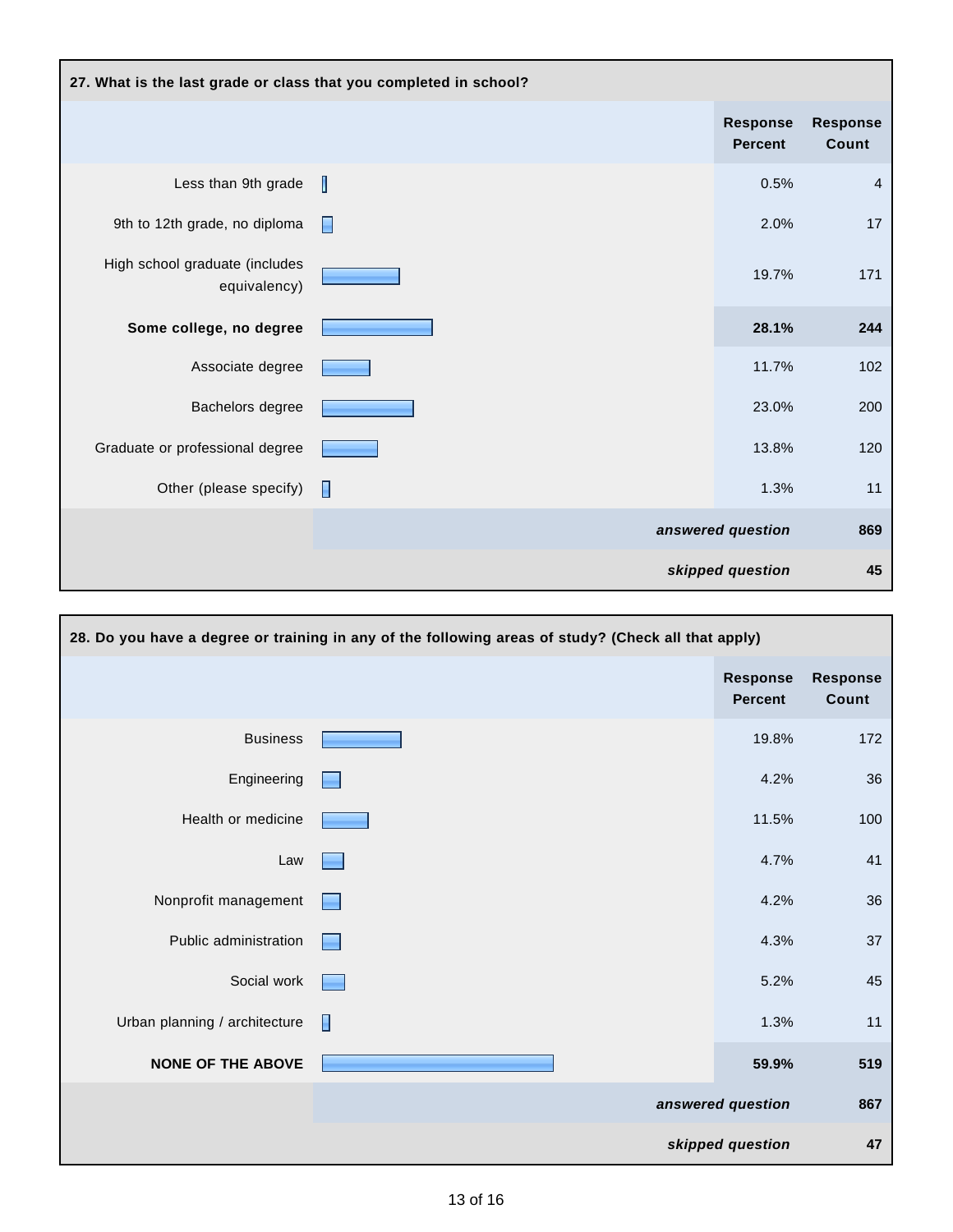### 27. What is the last grade or class that you completed in school?

| | Response Percent | Response Count |
|---|---|---|
| Less than 9th grade | 0.5% | 4 |
| 9th to 12th grade, no diploma | 2.0% | 17 |
| High school graduate (includes equivalency) | 19.7% | 171 |
| **Some college, no degree** | **28.1%** | **244** |
| Associate degree | 11.7% | 102 |
| Bachelors degree | 23.0% | 200 |
| Graduate or professional degree | 13.8% | 120 |
| Other (please specify) | 1.3% | 11 |
| | *answered question* | **869** |
| | *skipped question* | **45** |

### 28. Do you have a degree or training in any of the following areas of study? (Check all that apply)

| | Response Percent | Response Count |
|---|---|---|
| Business | 19.8% | 172 |
| Engineering | 4.2% | 36 |
| Health or medicine | 11.5% | 100 |
| Law | 4.7% | 41 |
| Nonprofit management | 4.2% | 36 |
| Public administration | 4.3% | 37 |
| Social work | 5.2% | 45 |
| Urban planning / architecture | 1.3% | 11 |
| **NONE OF THE ABOVE** | **59.9%** | **519** |
| | *answered question* | **867** |
| | *skipped question* | **47** |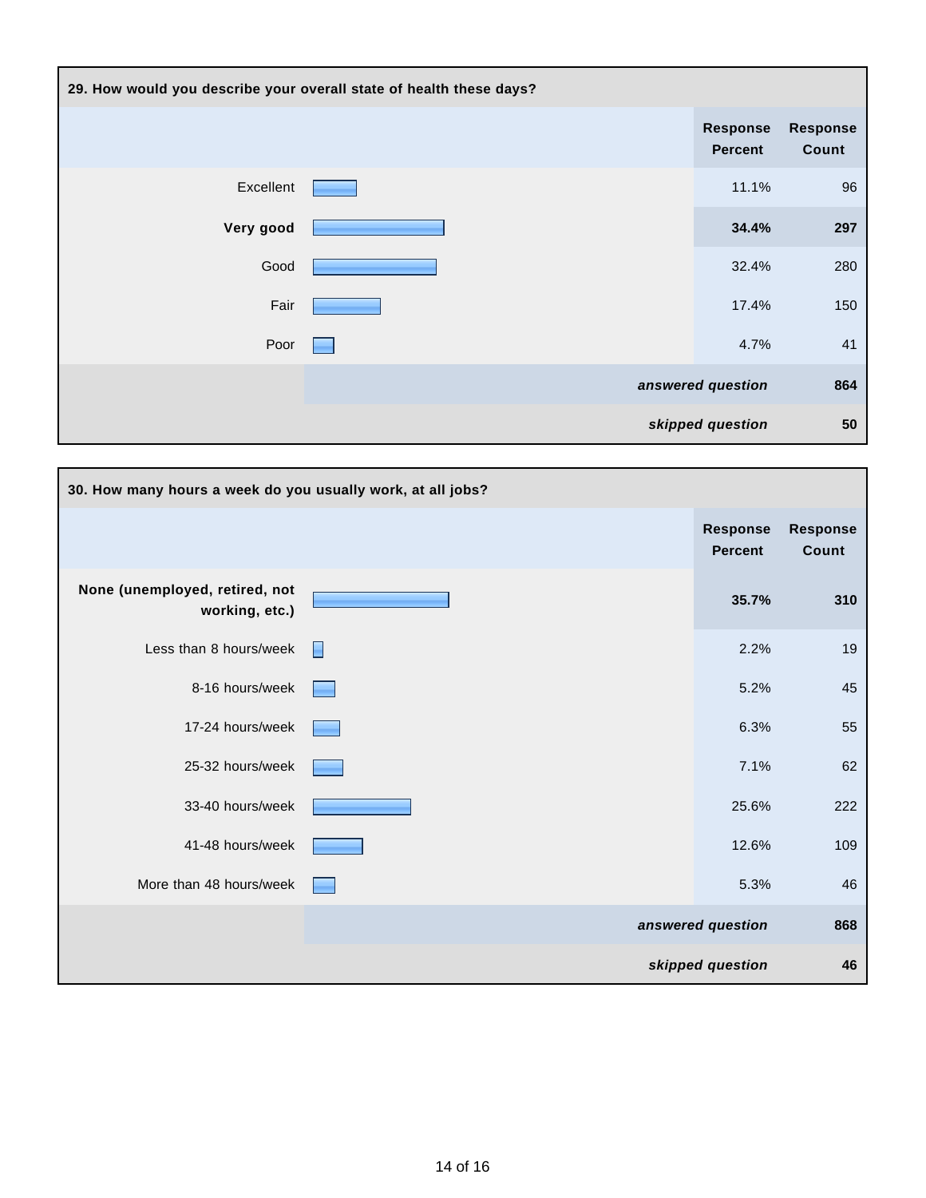### 29. How would you describe your overall state of health these days?

| | Response Percent | Response Count |
|---|---|---|
| Excellent | 11.1% | 96 |
| **Very good** | **34.4%** | **297** |
| Good | 32.4% | 280 |
| Fair | 17.4% | 150 |
| Poor | 4.7% | 41 |
| | ***answered question*** | **864** |
| | ***skipped question*** | **50** |

### 30. How many hours a week do you usually work, at all jobs?

| | Response Percent | Response Count |
|---|---|---|
| **None (unemployed, retired, not working, etc.)** | **35.7%** | **310** |
| Less than 8 hours/week | 2.2% | 19 |
| 8-16 hours/week | 5.2% | 45 |
| 17-24 hours/week | 6.3% | 55 |
| 25-32 hours/week | 7.1% | 62 |
| 33-40 hours/week | 25.6% | 222 |
| 41-48 hours/week | 12.6% | 109 |
| More than 48 hours/week | 5.3% | 46 |
| | ***answered question*** | **868** |
| | ***skipped question*** | **46** |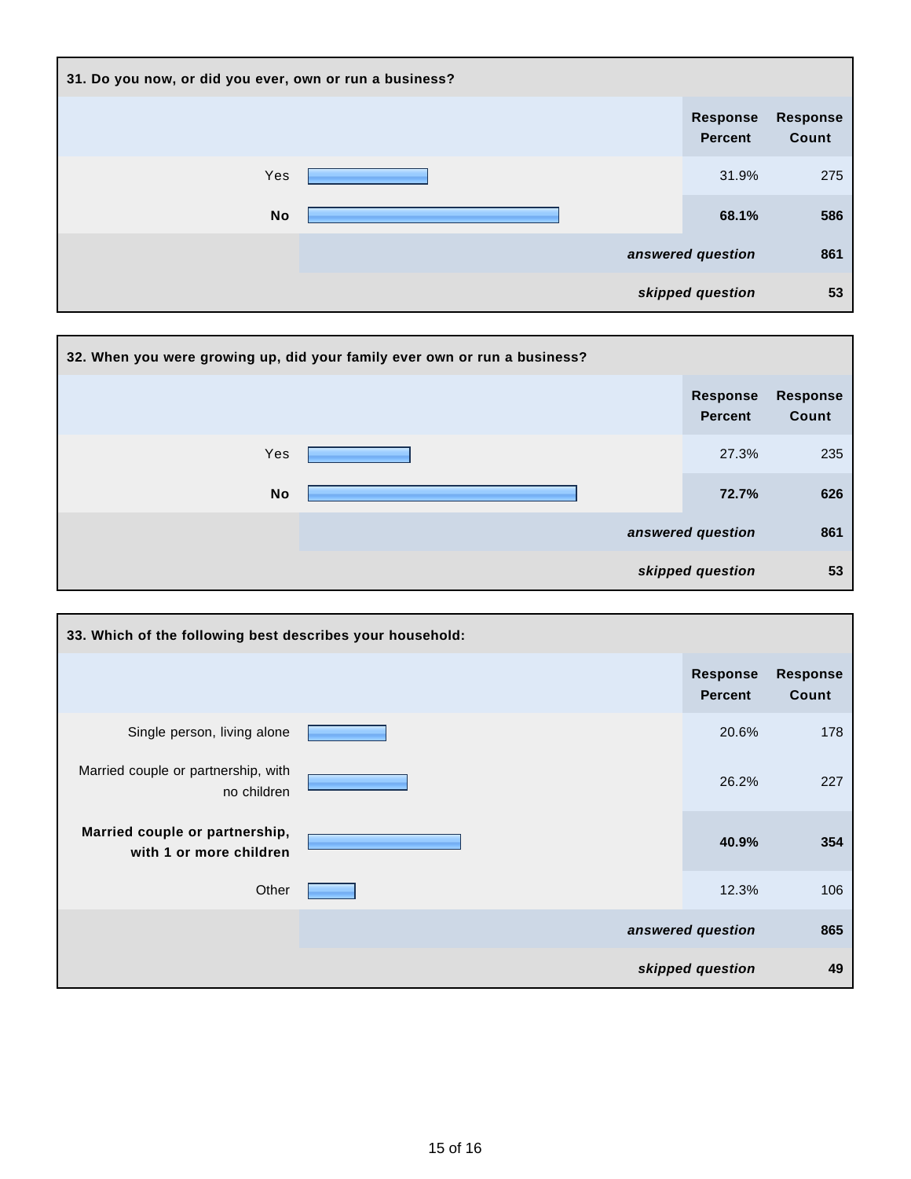### 31. Do you now, or did you ever, own or run a business?

| | Response Percent | Response Count |
|---|---|---|
| Yes | 31.9% | 275 |
| **No** | **68.1%** | **586** |
| | ***answered question*** | **861** |
| | ***skipped question*** | **53** |

### 32. When you were growing up, did your family ever own or run a business?

| | Response Percent | Response Count |
|---|---|---|
| Yes | 27.3% | 235 |
| **No** | **72.7%** | **626** |
| | ***answered question*** | **861** |
| | ***skipped question*** | **53** |

### 33. Which of the following best describes your household:

| | Response Percent | Response Count |
|---|---|---|
| Single person, living alone | 20.6% | 178 |
| Married couple or partnership, with no children | 26.2% | 227 |
| **Married couple or partnership, with 1 or more children** | **40.9%** | **354** |
| Other | 12.3% | 106 |
| | ***answered question*** | **865** |
| | ***skipped question*** | **49** |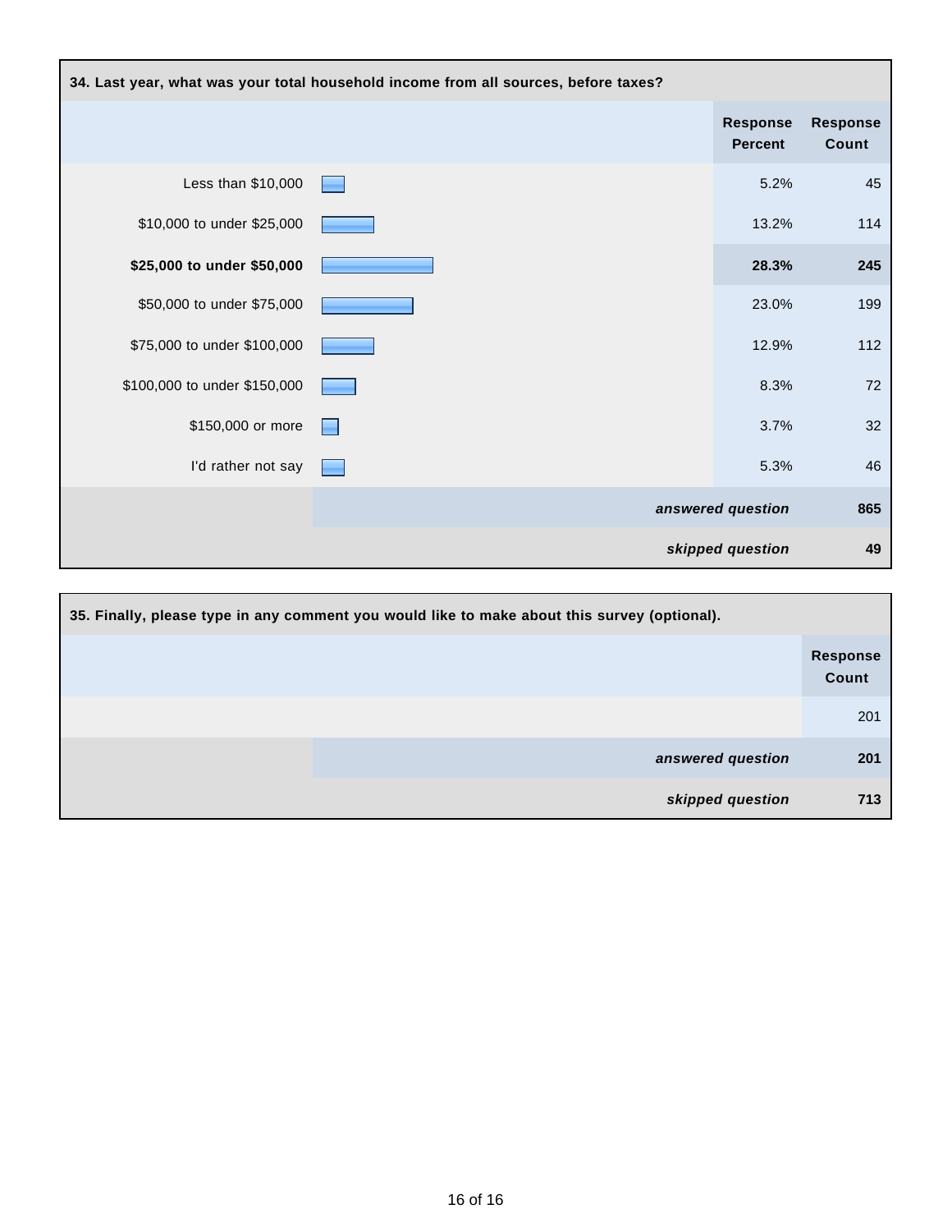**34. Last year, what was your total household income from all sources, before taxes?**

| | Response Percent | Response Count |
|---|---|---|
| Less than $10,000 | 5.2% | 45 |
| $10,000 to under $25,000 | 13.2% | 114 |
| **$25,000 to under $50,000** | **28.3%** | **245** |
| $50,000 to under $75,000 | 23.0% | 199 |
| $75,000 to under $100,000 | 12.9% | 112 |
| $100,000 to under $150,000 | 8.3% | 72 |
| $150,000 or more | 3.7% | 32 |
| I'd rather not say | 5.3% | 46 |
| | ***answered question*** | **865** |
| | ***skipped question*** | **49** |

**35. Finally, please type in any comment you would like to make about this survey (optional).**

| | Response Count |
|---|---|
| | 201 |
| ***answered question*** | **201** |
| ***skipped question*** | **713** |